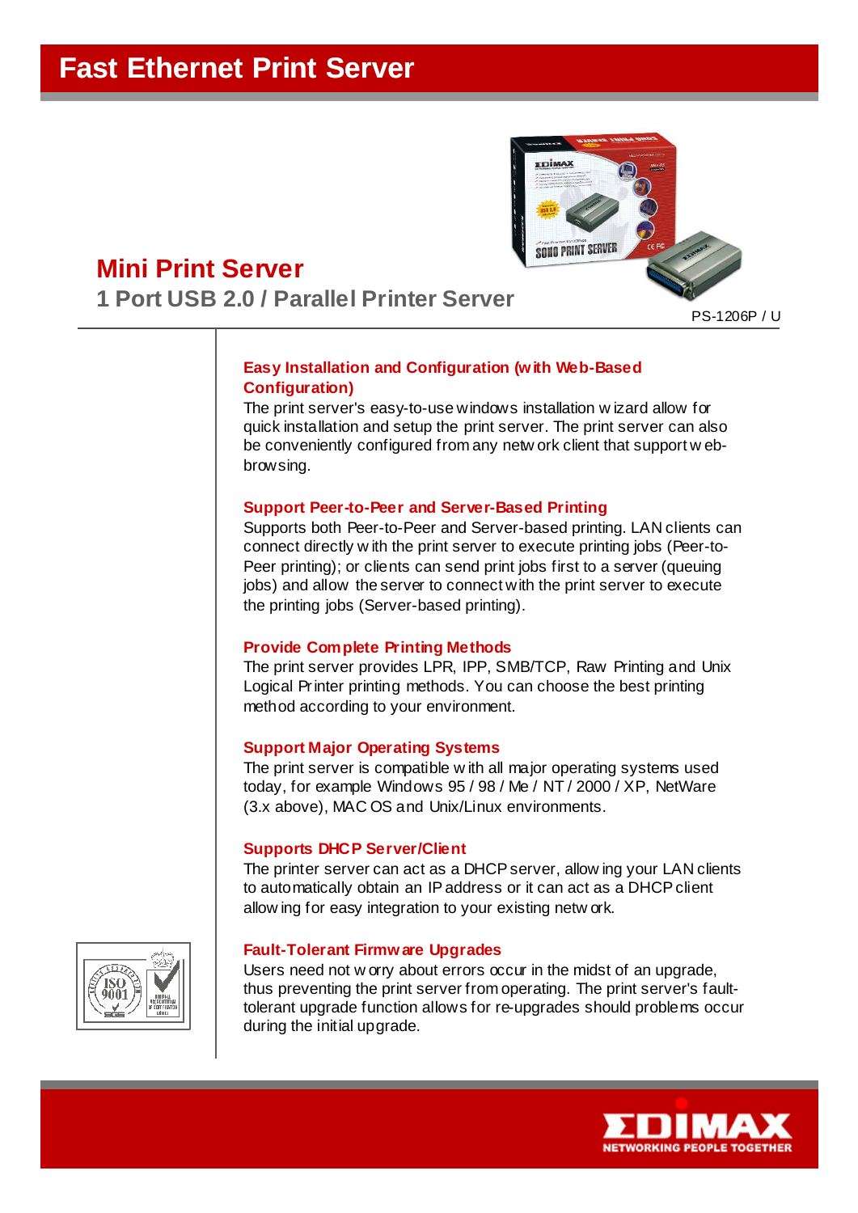# Fast Ethernet Print Server

## Mini Print Server

### 1 Port USB 2.0 / Parallel Printer Server

PS-1206P / U

**Easy Installation and Configuration (with Web-Based Configuration)**

The print server's easy-to-use windows installation wizard allow for quick installation and setup the print server. The print server can also be conveniently configured from any network client that support web-browsing.

**Support Peer-to-Peer and Server-Based Printing**

Supports both Peer-to-Peer and Server-based printing. LAN clients can connect directly with the print server to execute printing jobs (Peer-to-Peer printing); or clients can send print jobs first to a server (queuing jobs) and allow the server to connect with the print server to execute the printing jobs (Server-based printing).

**Provide Complete Printing Methods**

The print server provides LPR, IPP, SMB/TCP, Raw Printing and Unix Logical Printer printing methods. You can choose the best printing method according to your environment.

**Support Major Operating Systems**

The print server is compatible with all major operating systems used today, for example Windows 95 / 98 / Me / NT / 2000 / XP, NetWare (3.x above), MAC OS and Unix/Linux environments.

**Supports DHCP Server/Client**

The printer server can act as a DHCP server, allowing your LAN clients to automatically obtain an IP address or it can act as a DHCP client allowing for easy integration to your existing network.

**Fault-Tolerant Firmware Upgrades**

Users need not worry about errors occur in the midst of an upgrade, thus preventing the print server from operating. The print server's fault-tolerant upgrade function allows for re-upgrades should problems occur during the initial upgrade.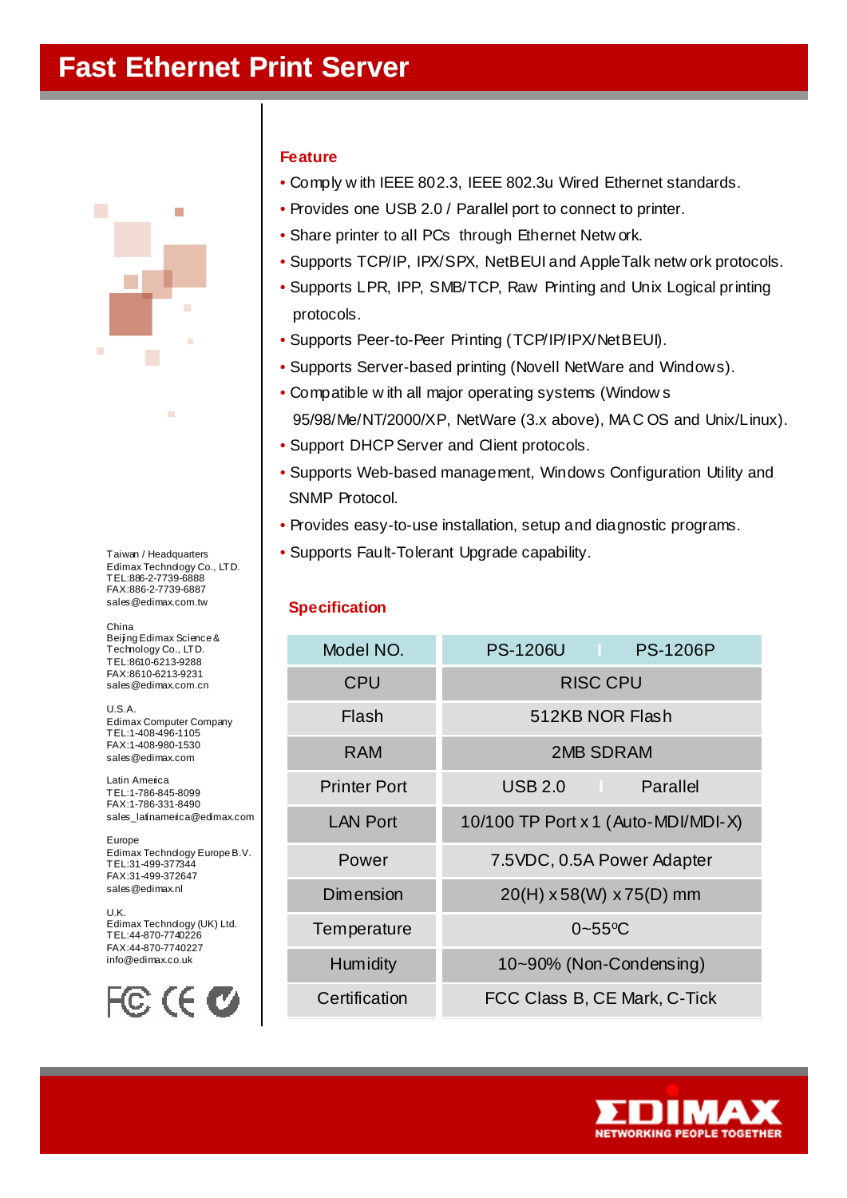# Fast Ethernet Print Server

## Feature

- Comply with IEEE 802.3, IEEE 802.3u Wired Ethernet standards.
- Provides one USB 2.0 / Parallel port to connect to printer.
- Share printer to all PCs through Ethernet Network.
- Supports TCP/IP, IPX/SPX, NetBEUI and AppleTalk network protocols.
- Supports LPR, IPP, SMB/TCP, Raw Printing and Unix Logical printing protocols.
- Supports Peer-to-Peer Printing (TCP/IP/IPX/NetBEUI).
- Supports Server-based printing (Novell NetWare and Windows).
- Compatible with all major operating systems (Windows 95/98/Me/NT/2000/XP, NetWare (3.x above), MAC OS and Unix/Linux).
- Support DHCP Server and Client protocols.
- Supports Web-based management, Windows Configuration Utility and SNMP Protocol.
- Provides easy-to-use installation, setup and diagnostic programs.
- Supports Fault-Tolerant Upgrade capability.

## Specification

| Model NO. | PS-1206U | PS-1206P |
|---|---|---|
| CPU | RISC CPU | |
| Flash | 512KB NOR Flash | |
| RAM | 2MB SDRAM | |
| Printer Port | USB 2.0 | Parallel |
| LAN Port | 10/100 TP Port x 1 (Auto-MDI/MDI-X) | |
| Power | 7.5VDC, 0.5A Power Adapter | |
| Dimension | 20(H) x 58(W) x 75(D) mm | |
| Temperature | 0~55ºC | |
| Humidity | 10~90% (Non-Condensing) | |
| Certification | FCC Class B, CE Mark, C-Tick | |

Taiwan / Headquarters
Edimax Technology Co., LTD.
TEL:886-2-7739-6888
FAX:886-2-7739-6887
sales@edimax.com.tw

China
Beijing Edimax Science & Technology Co., LTD.
TEL:8610-6213-9288
FAX:8610-6213-9231
sales@edimax.com.cn

U.S.A.
Edimax Computer Company
TEL:1-408-496-1105
FAX:1-408-980-1530
sales@edimax.com

Latin America
TEL:1-786-845-8099
FAX:1-786-331-8490
sales_latinamerica@edimax.com

Europe
Edimax Technology Europe B.V.
TEL:31-499-377344
FAX:31-499-372647
sales@edimax.nl

U.K.
Edimax Technology (UK) Ltd.
TEL:44-870-7740226
FAX:44-870-7740227
info@edimax.co.uk

EDIMAX
NETWORKING PEOPLE TOGETHER